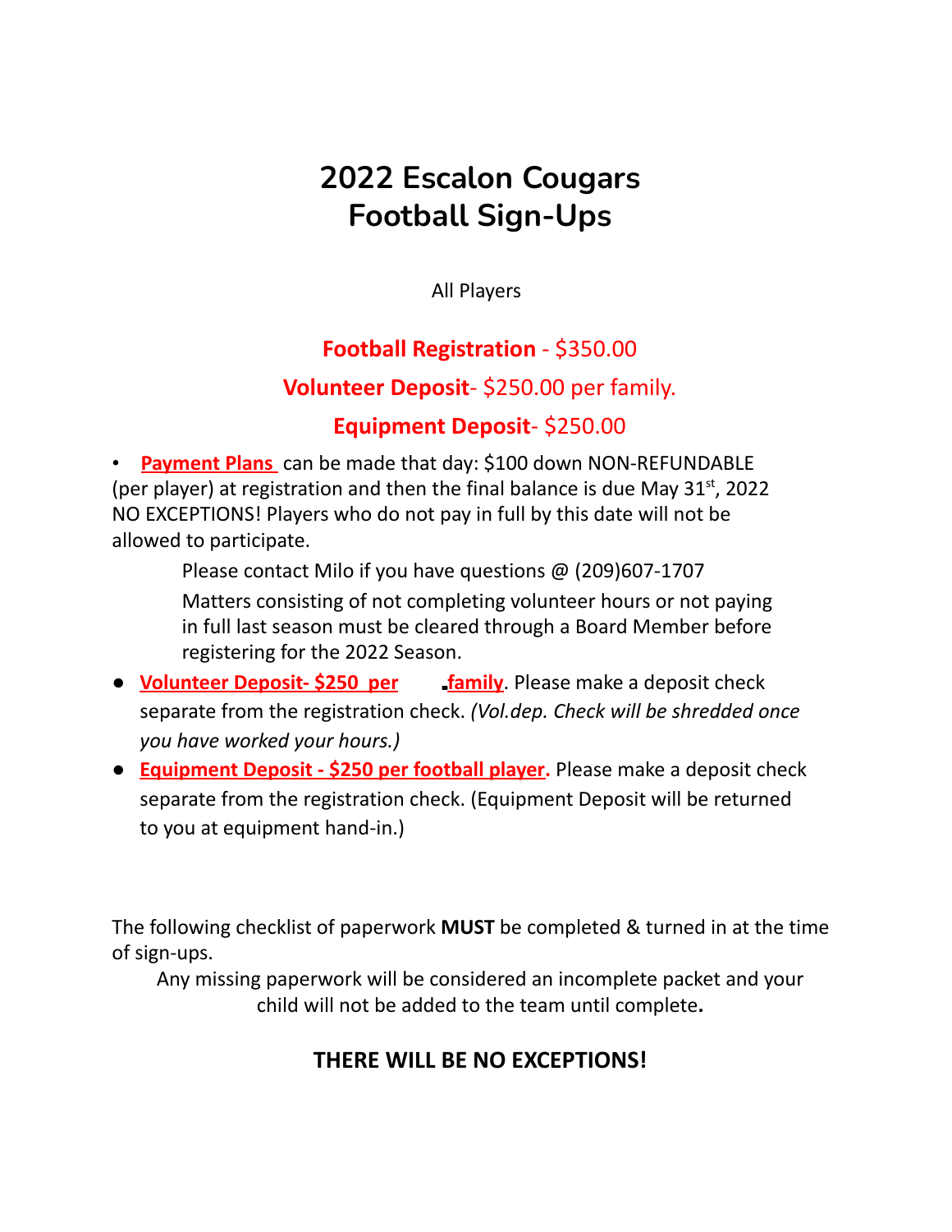# 2022 Escalon Cougars Football Sign-Ups

All Players

**Football Registration** - $350.00

**Volunteer Deposit**- $250.00 per family.

**Equipment Deposit**- $250.00

- **Payment Plans** can be made that day: $100 down NON-REFUNDABLE (per player) at registration and then the final balance is due May 31st, 2022 NO EXCEPTIONS! Players who do not pay in full by this date will not be allowed to participate.

  Please contact Milo if you have questions @ (209)607-1707

  Matters consisting of not completing volunteer hours or not paying in full last season must be cleared through a Board Member before registering for the 2022 Season.

- **Volunteer Deposit- $250 per family**. Please make a deposit check separate from the registration check. *(Vol.dep. Check will be shredded once you have worked your hours.)*
- **Equipment Deposit - $250 per football player.** Please make a deposit check separate from the registration check. (Equipment Deposit will be returned to you at equipment hand-in.)

The following checklist of paperwork **MUST** be completed & turned in at the time of sign-ups.

Any missing paperwork will be considered an incomplete packet and your child will not be added to the team until complete**.**

**THERE WILL BE NO EXCEPTIONS!**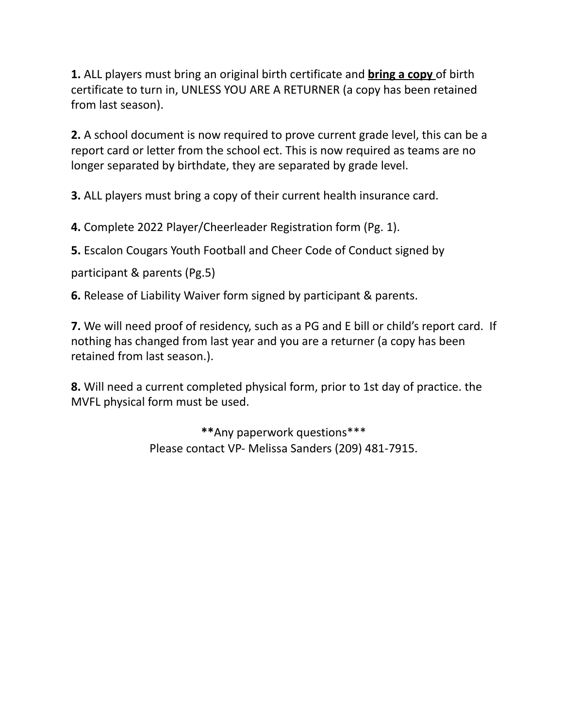**1.** ALL players must bring an original birth certificate and **bring a copy** of birth certificate to turn in, UNLESS YOU ARE A RETURNER (a copy has been retained from last season).

**2.** A school document is now required to prove current grade level, this can be a report card or letter from the school ect. This is now required as teams are no longer separated by birthdate, they are separated by grade level.

**3.** ALL players must bring a copy of their current health insurance card.

**4.** Complete 2022 Player/Cheerleader Registration form (Pg. 1).

**5.** Escalon Cougars Youth Football and Cheer Code of Conduct signed by participant & parents (Pg.5)

**6.** Release of Liability Waiver form signed by participant & parents.

**7.** We will need proof of residency, such as a PG and E bill or child's report card. If nothing has changed from last year and you are a returner (a copy has been retained from last season.).

**8.** Will need a current completed physical form, prior to 1st day of practice. the MVFL physical form must be used.

**Any paperwork questions***
Please contact VP- Melissa Sanders (209) 481-7915.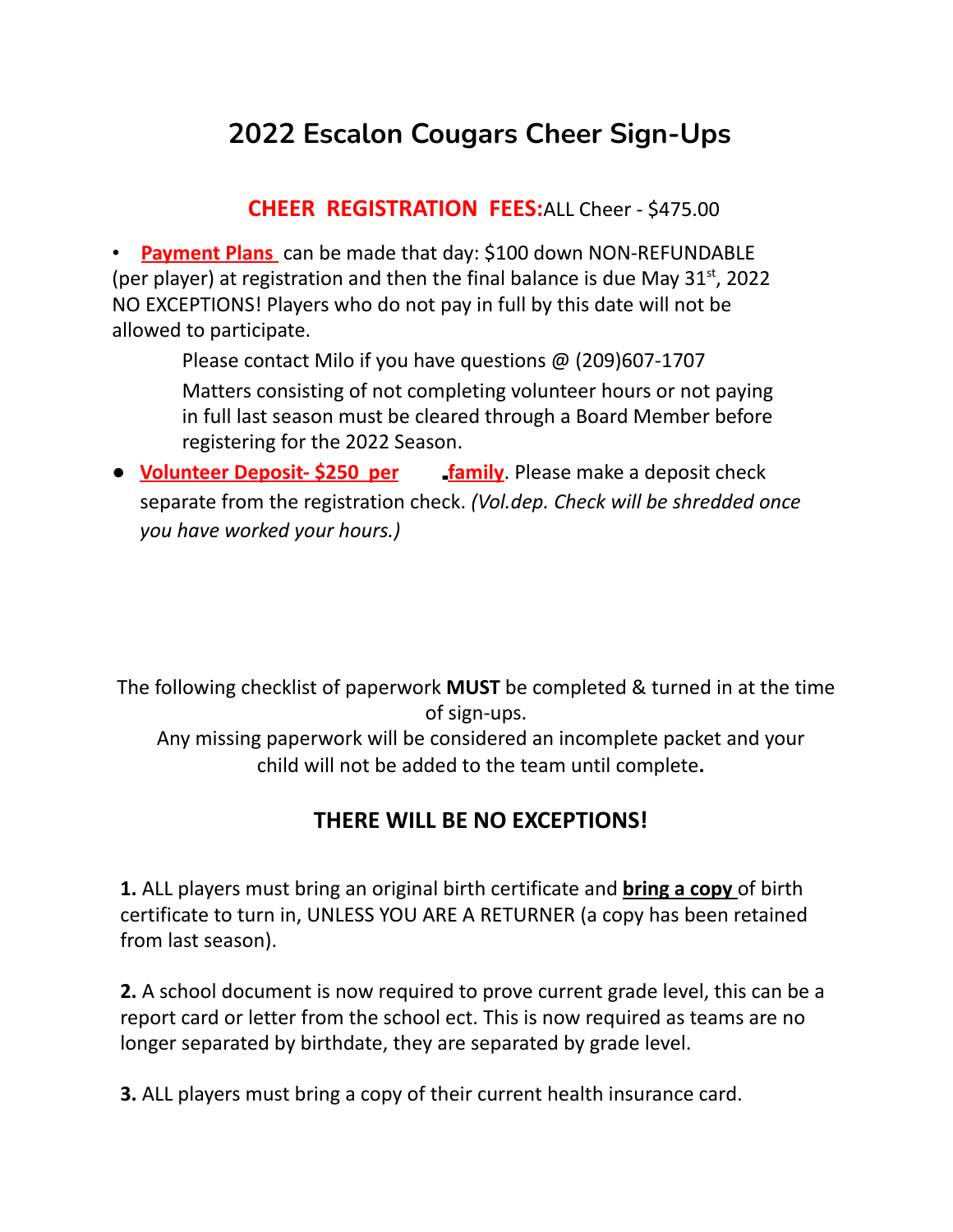# 2022 Escalon Cougars Cheer Sign-Ups

**CHEER REGISTRATION FEES:** ALL Cheer - $475.00

- **Payment Plans** can be made that day: $100 down NON-REFUNDABLE (per player) at registration and then the final balance is due May 31st, 2022 NO EXCEPTIONS! Players who do not pay in full by this date will not be allowed to participate.

  Please contact Milo if you have questions @ (209)607-1707

  Matters consisting of not completing volunteer hours or not paying in full last season must be cleared through a Board Member before registering for the 2022 Season.

- **Volunteer Deposit- $250 per family**. Please make a deposit check separate from the registration check. *(Vol.dep. Check will be shredded once you have worked your hours.)*

The following checklist of paperwork **MUST** be completed & turned in at the time of sign-ups.
Any missing paperwork will be considered an incomplete packet and your child will not be added to the team until complete**.**

## THERE WILL BE NO EXCEPTIONS!

**1.** ALL players must bring an original birth certificate and **bring a copy** of birth certificate to turn in, UNLESS YOU ARE A RETURNER (a copy has been retained from last season).

**2.** A school document is now required to prove current grade level, this can be a report card or letter from the school ect. This is now required as teams are no longer separated by birthdate, they are separated by grade level.

**3.** ALL players must bring a copy of their current health insurance card.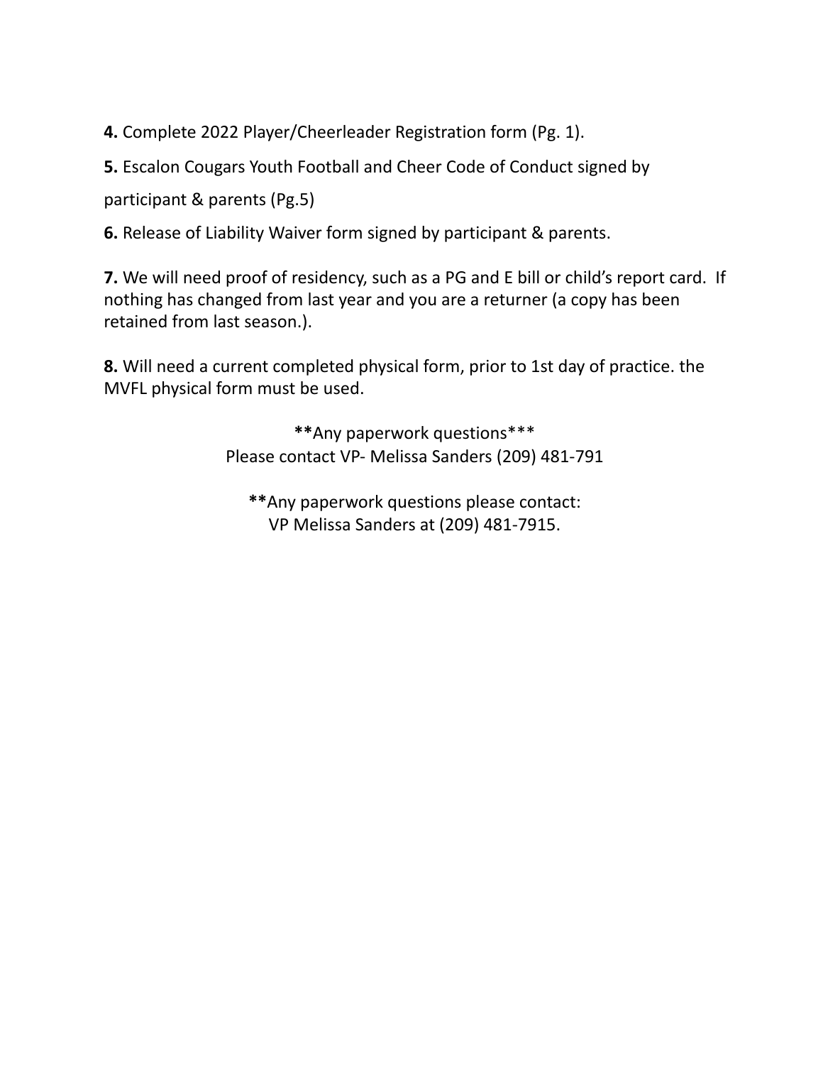**4.** Complete 2022 Player/Cheerleader Registration form (Pg. 1).

**5.** Escalon Cougars Youth Football and Cheer Code of Conduct signed by participant & parents (Pg.5)

**6.** Release of Liability Waiver form signed by participant & parents.

**7.** We will need proof of residency, such as a PG and E bill or child's report card. If nothing has changed from last year and you are a returner (a copy has been retained from last season.).

**8.** Will need a current completed physical form, prior to 1st day of practice. the MVFL physical form must be used.

**Any paperwork questions***
Please contact VP- Melissa Sanders (209) 481-791

**Any paperwork questions please contact:
VP Melissa Sanders at (209) 481-7915.